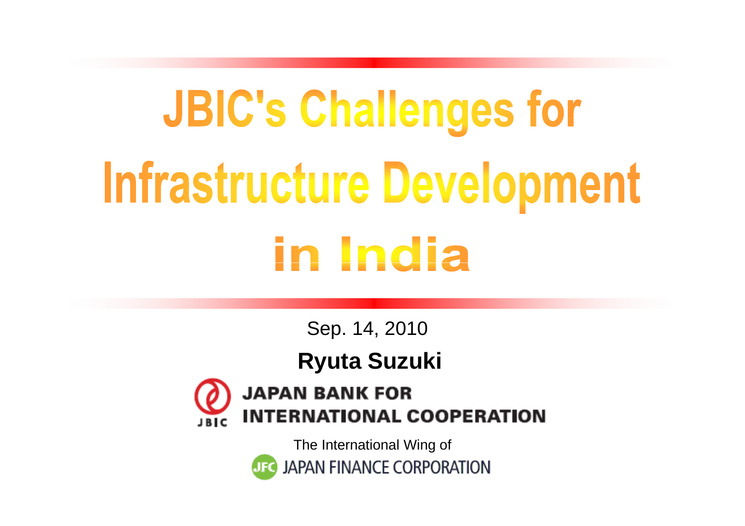# JBIC's Challenges for Infrastructure Development in India

Sep. 14, 2010

**Ryuta Suzuki**

JBIC

JAPAN BANK FOR INTERNATIONAL COOPERATION

The International Wing of

JFC JAPAN FINANCE CORPORATION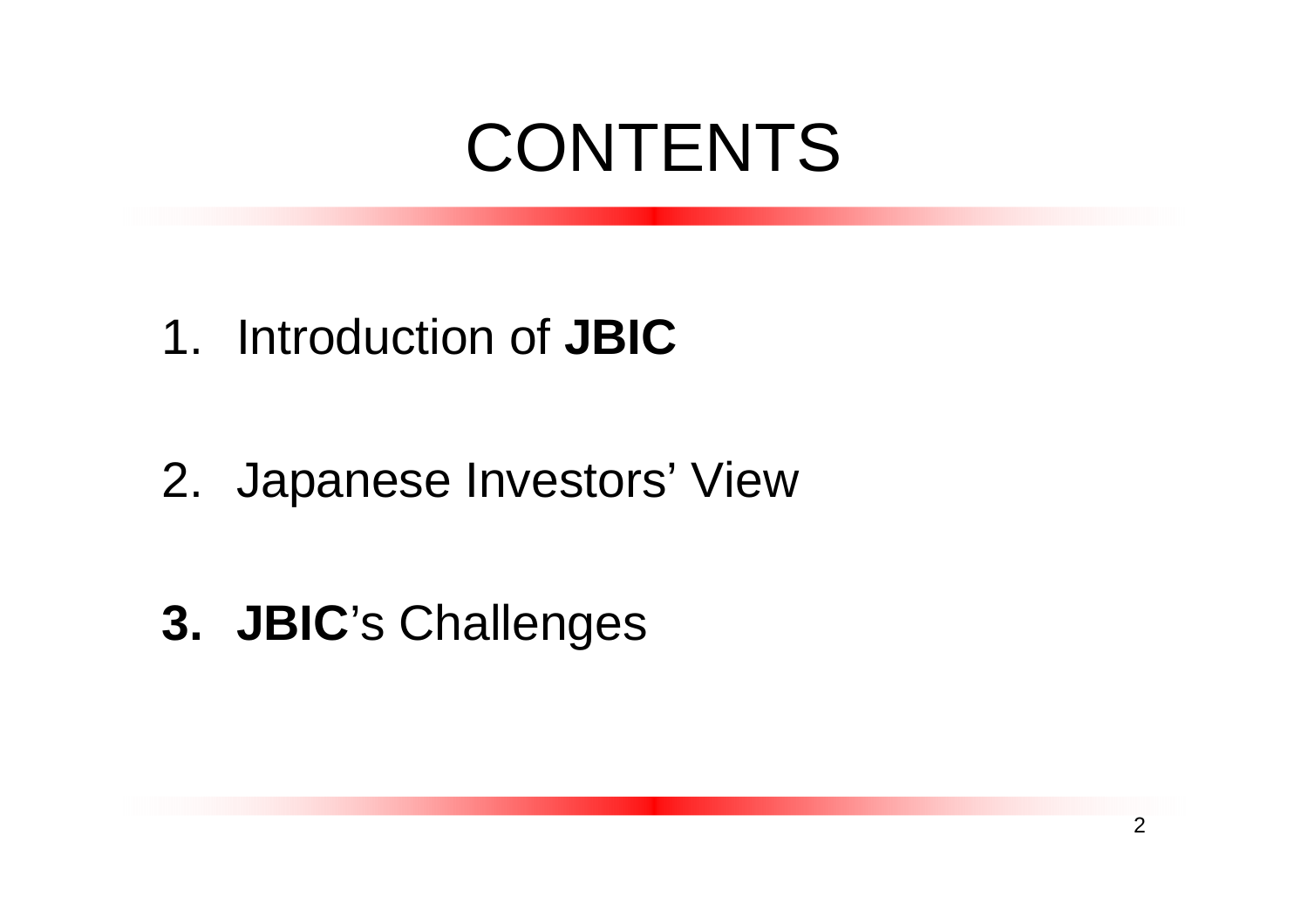# CONTENTS

1. Introduction of **JBIC**

2. Japanese Investors' View

**3.** **JBIC**'s Challenges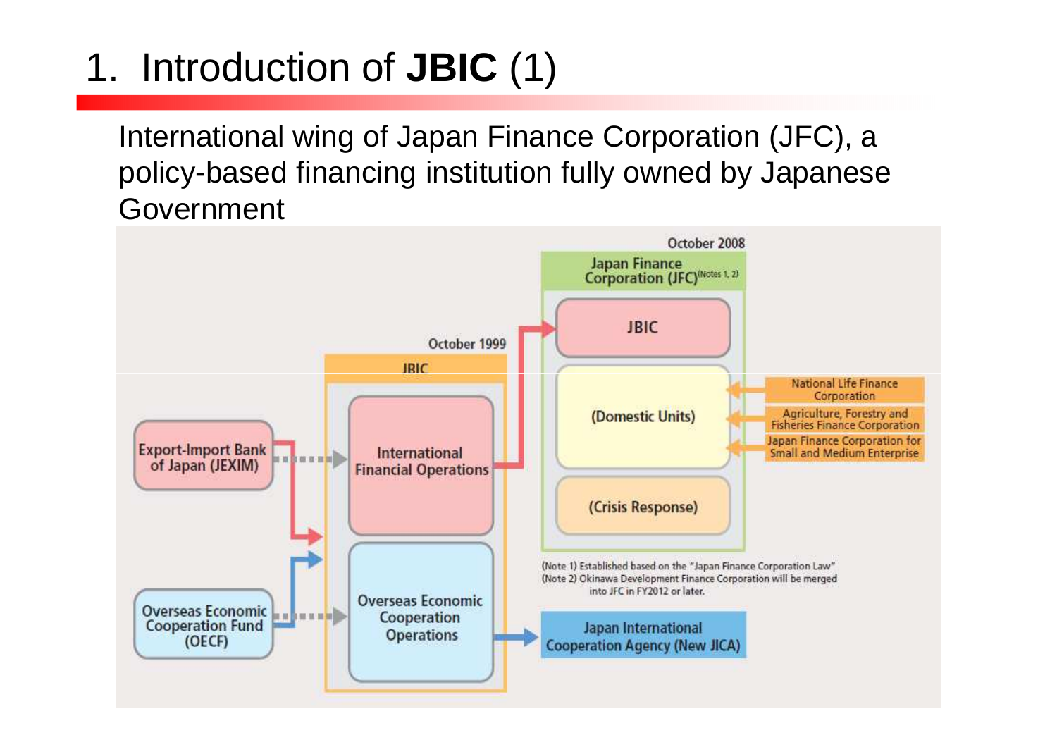# 1. Introduction of **JBIC** (1)

International wing of Japan Finance Corporation (JFC), a policy-based financing institution fully owned by Japanese Government

October 2008

Japan Finance Corporation (JFC)(Notes 1, 2)

JBIC

(Domestic Units)

(Crisis Response)

October 1999

JBIC

International Financial Operations

Overseas Economic Cooperation Operations

Export-Import Bank of Japan (JEXIM)

Overseas Economic Cooperation Fund (OECF)

National Life Finance Corporation

Agriculture, Forestry and Fisheries Finance Corporation

Japan Finance Corporation for Small and Medium Enterprise

Japan International Cooperation Agency (New JICA)

(Note 1) Established based on the "Japan Finance Corporation Law"
(Note 2) Okinawa Development Finance Corporation will be merged into JFC in FY2012 or later.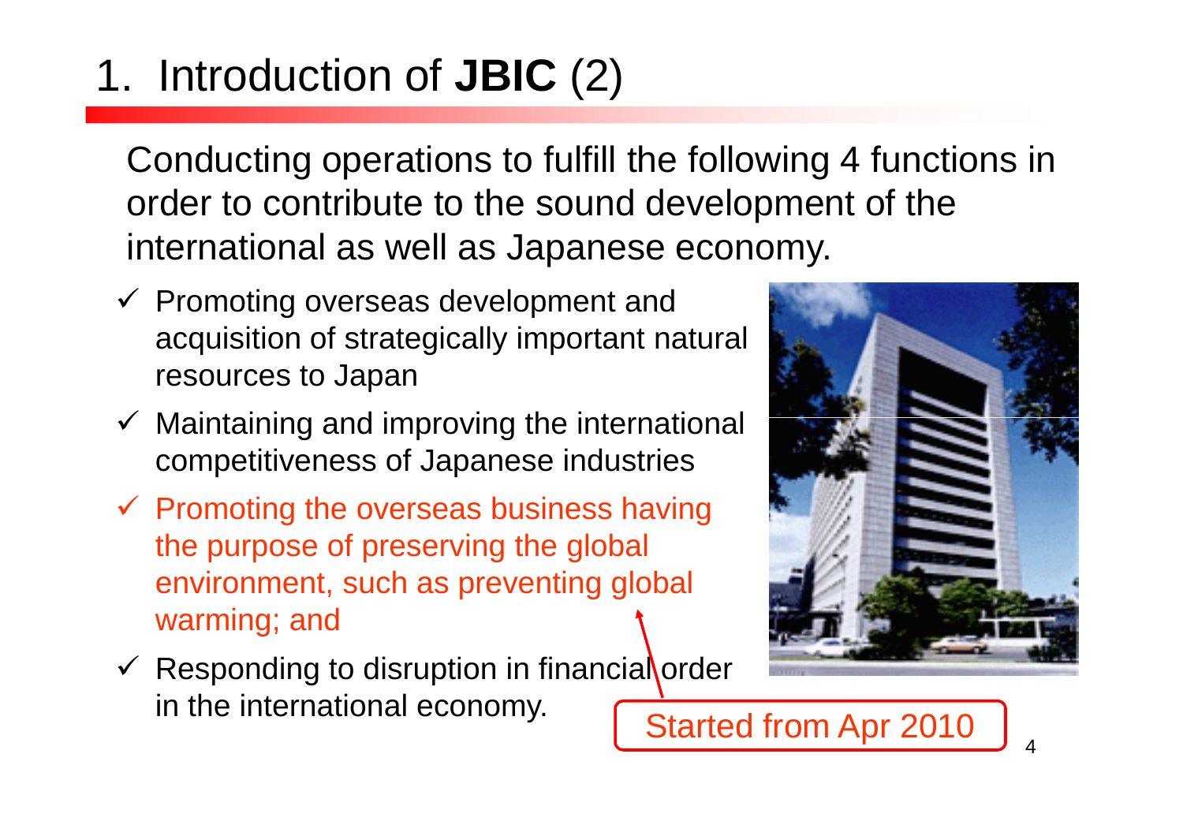# 1. Introduction of **JBIC** (2)

Conducting operations to fulfill the following 4 functions in order to contribute to the sound development of the international as well as Japanese economy.

- ✓ Promoting overseas development and acquisition of strategically important natural resources to Japan
- ✓ Maintaining and improving the international competitiveness of Japanese industries
- ✓ Promoting the overseas business having the purpose of preserving the global environment, such as preventing global warming; and
- ✓ Responding to disruption in financial order in the international economy.

Started from Apr 2010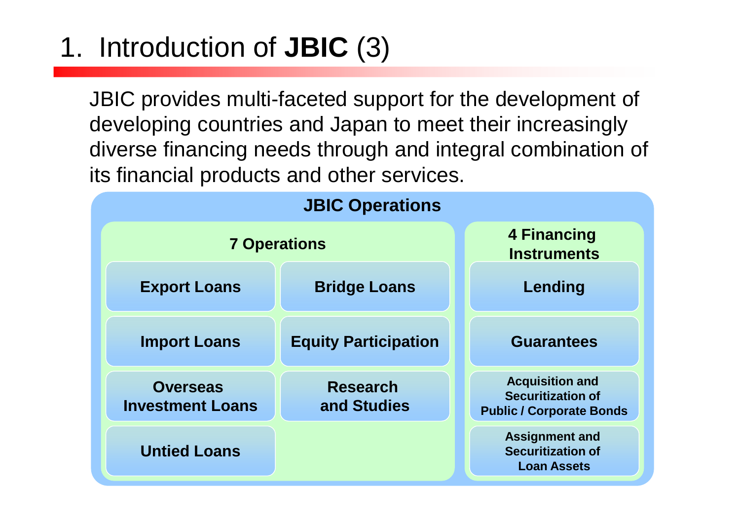# 1. Introduction of **JBIC** (3)

JBIC provides multi-faceted support for the development of developing countries and Japan to meet their increasingly diverse financing needs through and integral combination of its financial products and other services.

**JBIC Operations**

**7 Operations**

- Export Loans
- Bridge Loans
- Import Loans
- Equity Participation
- Overseas Investment Loans
- Research and Studies
- Untied Loans

**4 Financing Instruments**

- Lending
- Guarantees
- Acquisition and Securitization of Public / Corporate Bonds
- Assignment and Securitization of Loan Assets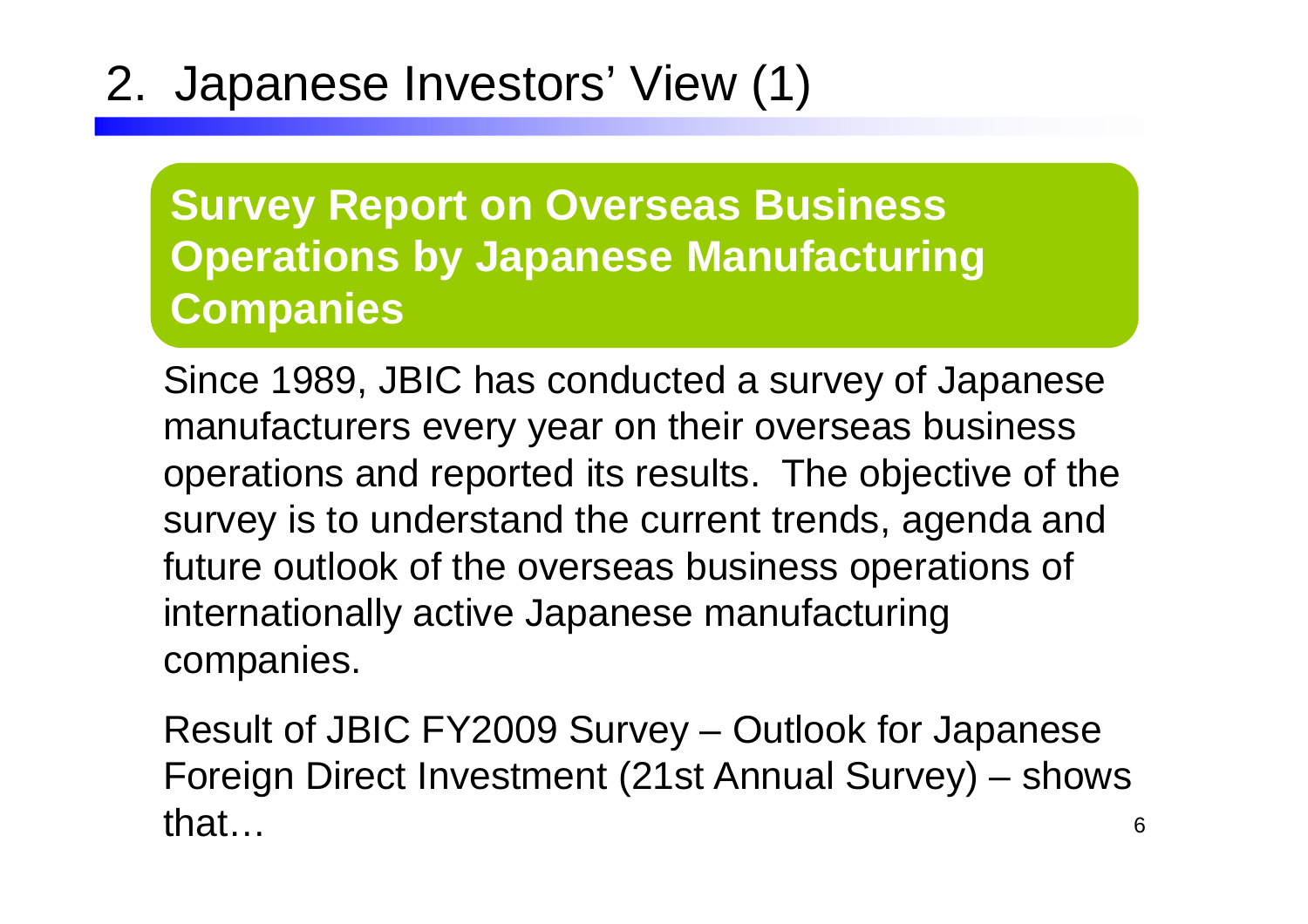# 2. Japanese Investors' View (1)

**Survey Report on Overseas Business Operations by Japanese Manufacturing Companies**

Since 1989, JBIC has conducted a survey of Japanese manufacturers every year on their overseas business operations and reported its results. The objective of the survey is to understand the current trends, agenda and future outlook of the overseas business operations of internationally active Japanese manufacturing companies.

Result of JBIC FY2009 Survey – Outlook for Japanese Foreign Direct Investment (21st Annual Survey) – shows that…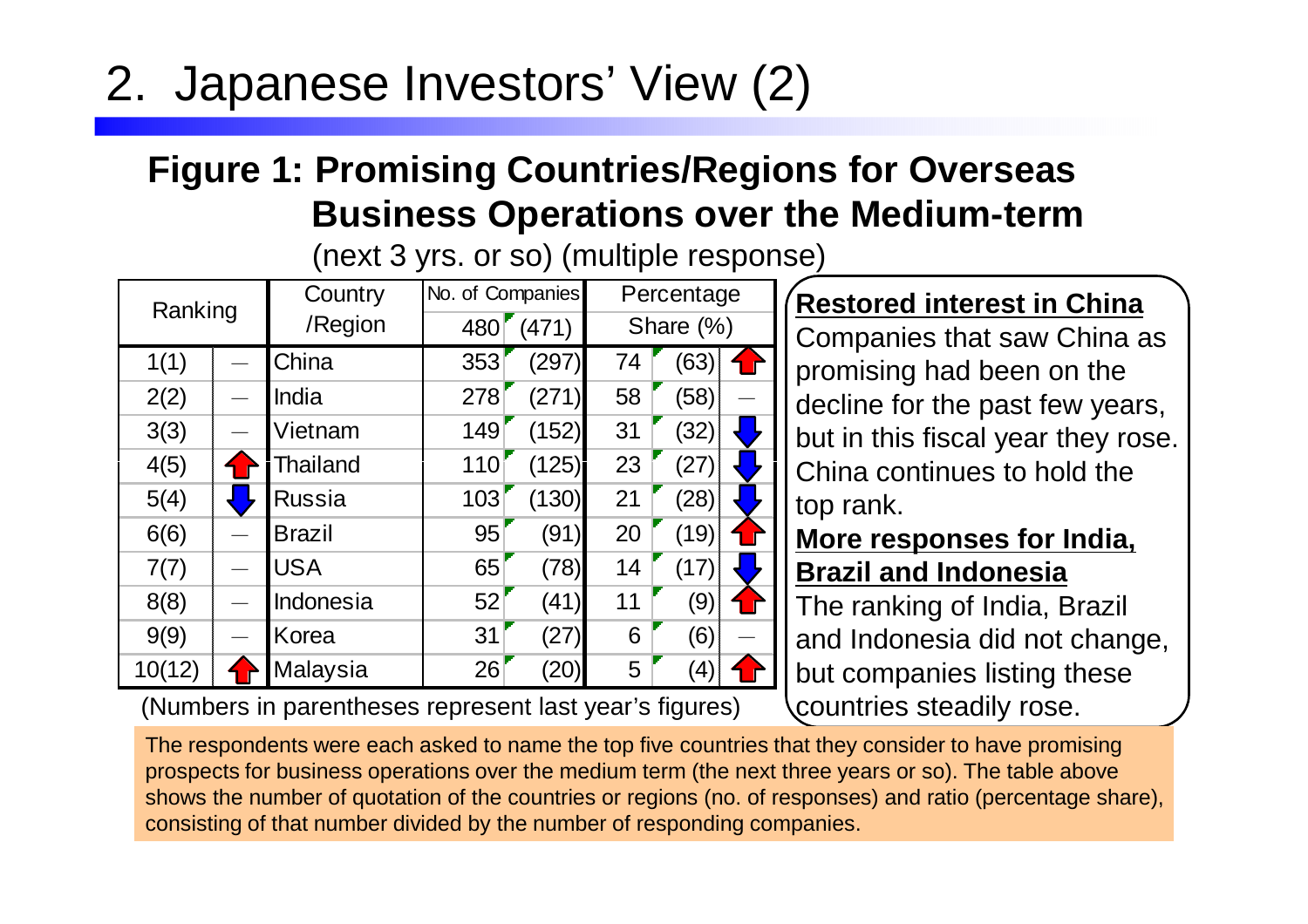# 2. Japanese Investors' View (2)

## Figure 1: Promising Countries/Regions for Overseas Business Operations over the Medium-term

(next 3 yrs. or so) (multiple response)

| Ranking | | Country /Region | No. of Companies 480 | (471) | Percentage Share (%) | | |
|---|---|---|---|---|---|---|---|
| 1(1) | — | China | 353 | (297) | 74 | (63) | ↑ |
| 2(2) | — | India | 278 | (271) | 58 | (58) | — |
| 3(3) | — | Vietnam | 149 | (152) | 31 | (32) | ↓ |
| 4(5) | ↑ | Thailand | 110 | (125) | 23 | (27) | ↓ |
| 5(4) | ↓ | Russia | 103 | (130) | 21 | (28) | ↓ |
| 6(6) | — | Brazil | 95 | (91) | 20 | (19) | ↑ |
| 7(7) | — | USA | 65 | (78) | 14 | (17) | ↓ |
| 8(8) | — | Indonesia | 52 | (41) | 11 | (9) | ↑ |
| 9(9) | — | Korea | 31 | (27) | 6 | (6) | — |
| 10(12) | ↑ | Malaysia | 26 | (20) | 5 | (4) | ↑ |

(Numbers in parentheses represent last year's figures)

**Restored interest in China**

Companies that saw China as promising had been on the decline for the past few years, but in this fiscal year they rose. China continues to hold the top rank.

**More responses for India, Brazil and Indonesia**

The ranking of India, Brazil and Indonesia did not change, but companies listing these countries steadily rose.

The respondents were each asked to name the top five countries that they consider to have promising prospects for business operations over the medium term (the next three years or so). The table above shows the number of quotation of the countries or regions (no. of responses) and ratio (percentage share), consisting of that number divided by the number of responding companies.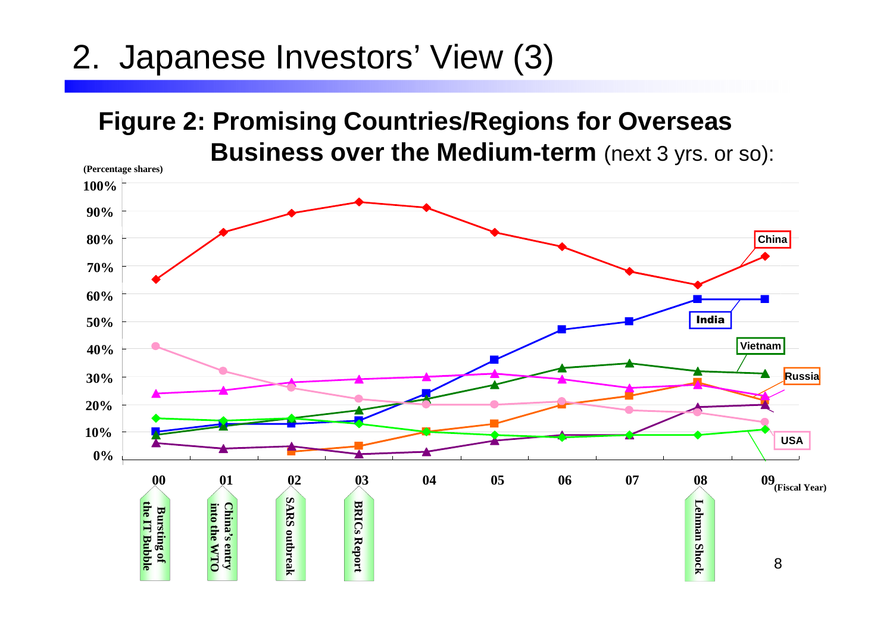# 2. Japanese Investors' View (3)

## Figure 2: Promising Countries/Regions for Overseas Business over the Medium-term (next 3 yrs. or so):

(Percentage shares)

100%
90%
80%
70%
60%
50%
40%
30%
20%
10%
0%

China
India
Vietnam
Russia
USA

00 01 02 03 04 05 06 07 08 09 (Fiscal Year)

Bursting of the IT Bubble

China's entry into the WTO

SARS outbreak

BRICs Report

Lehman Shock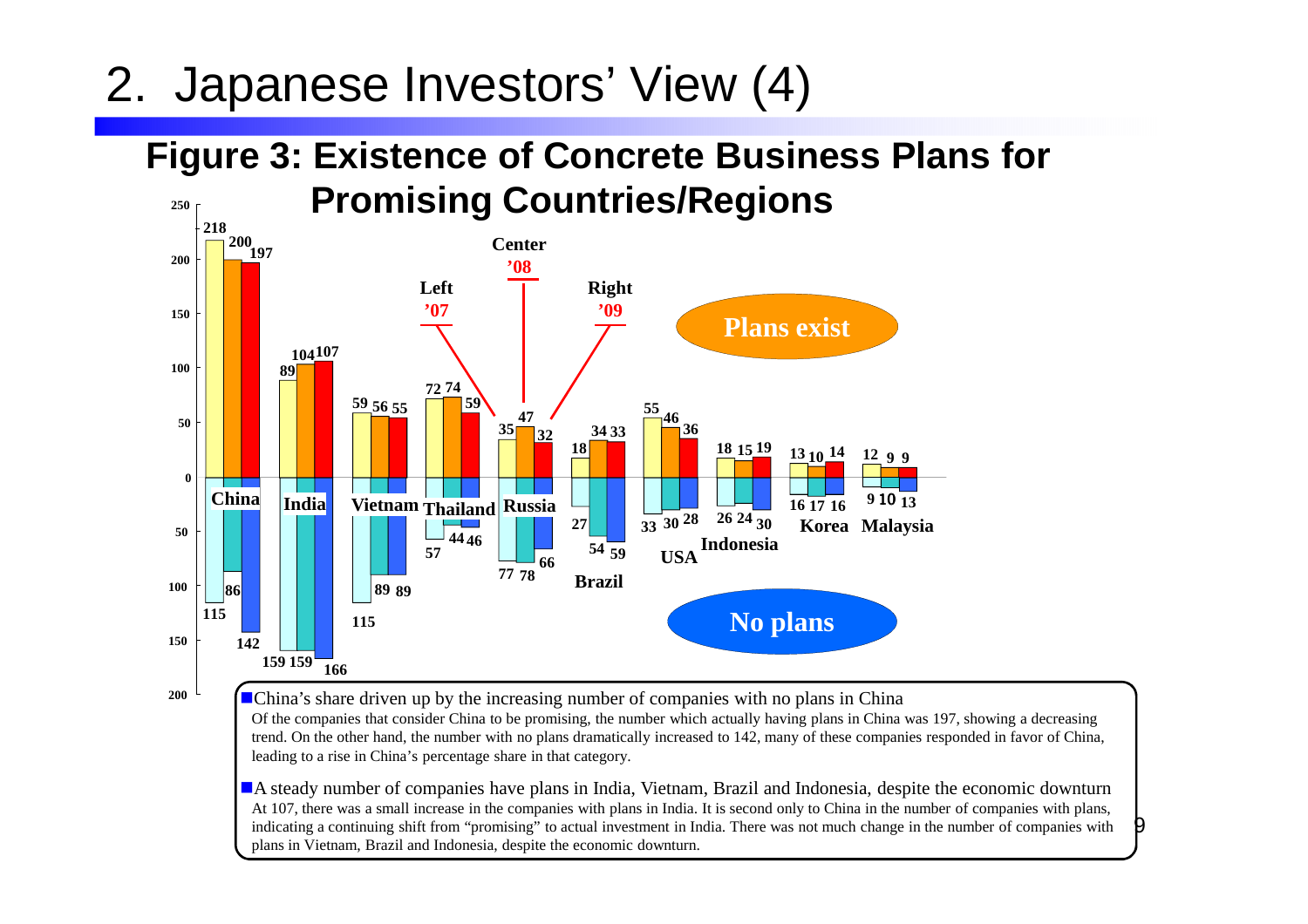# 2. Japanese Investors' View (4)

## Figure 3: Existence of Concrete Business Plans for Promising Countries/Regions

| Country/Region | Plans exist '07 | Plans exist '08 | Plans exist '09 | No plans '07 | No plans '08 | No plans '09 |
|---|---|---|---|---|---|---|
| China | 218 | 200 | 197 | 115 | 86 | 142 |
| India | 89 | 104 | 107 | 159 | 159 | 166 |
| Vietnam | 59 | 56 | 55 | 115 | 89 | 89 |
| Thailand | 72 | 74 | 59 | 57 | 44 | 46 |
| Russia | 35 | 47 | 32 | 77 | 78 | 66 |
| Brazil | 18 | 34 | 33 | 27 | 54 | 59 |
| USA | 55 | 46 | 36 | 33 | 30 | 28 |
| Indonesia | 18 | 15 | 19 | 26 | 24 | 30 |
| Korea | 13 | 10 | 14 | 16 | 17 | 16 |
| Malaysia | 12 | 9 | 9 | 9 | 10 | 13 |

Left: '07, Center: '08, Right: '09

- **China's share driven up by the increasing number of companies with no plans in China**

  Of the companies that consider China to be promising, the number which actually having plans in China was 197, showing a decreasing trend. On the other hand, the number with no plans dramatically increased to 142, many of these companies responded in favor of China, leading to a rise in China's percentage share in that category.

- **A steady number of companies have plans in India, Vietnam, Brazil and Indonesia, despite the economic downturn**

  At 107, there was a small increase in the companies with plans in India. It is second only to China in the number of companies with plans, indicating a continuing shift from "promising" to actual investment in India. There was not much change in the number of companies with plans in Vietnam, Brazil and Indonesia, despite the economic downturn.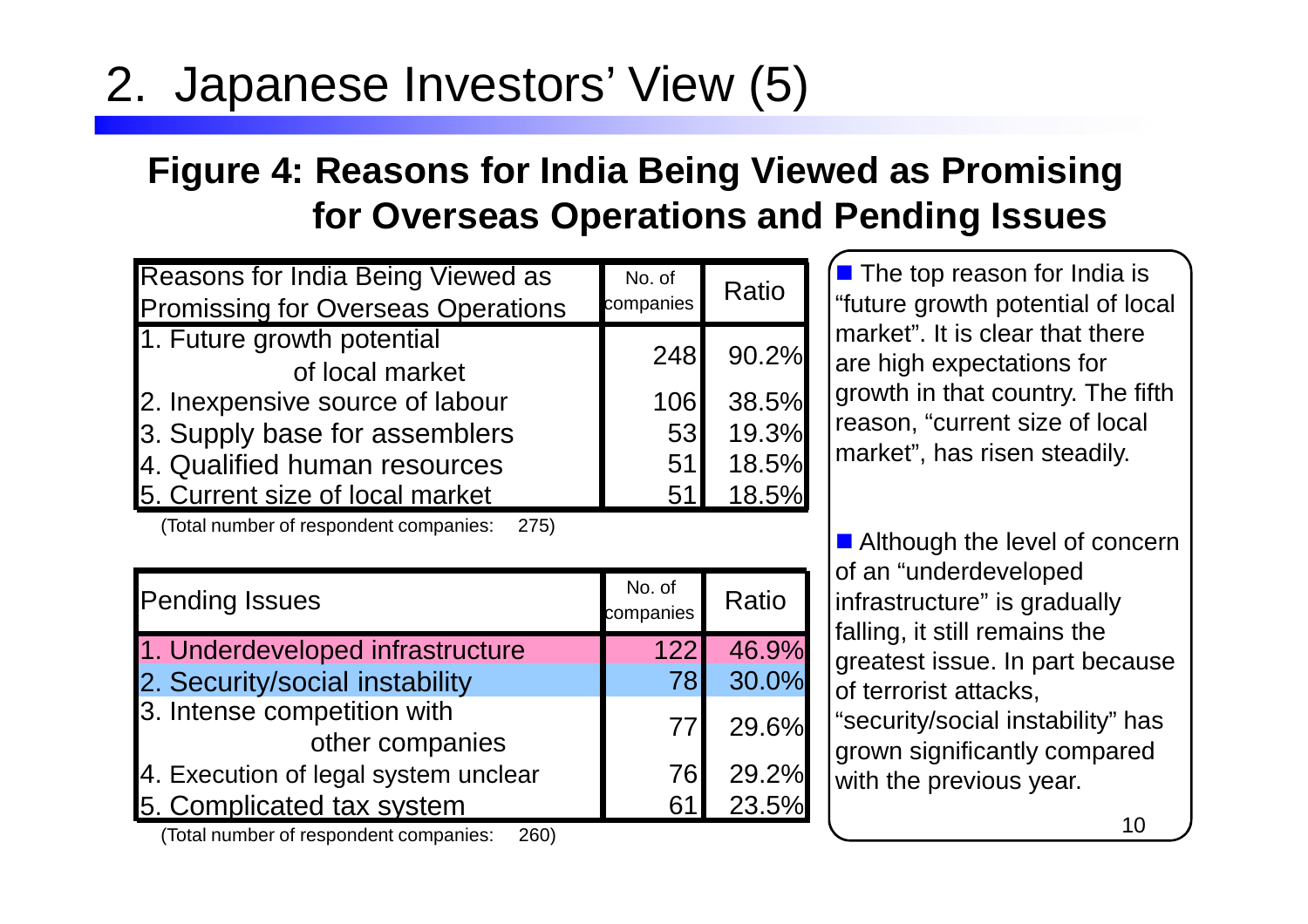# 2. Japanese Investors' View (5)

## Figure 4: Reasons for India Being Viewed as Promising for Overseas Operations and Pending Issues

| Reasons for India Being Viewed as Promissing for Overseas Operations | No. of companies | Ratio |
|---|---|---|
| 1. Future growth potential of local market | 248 | 90.2% |
| 2. Inexpensive source of labour | 106 | 38.5% |
| 3. Supply base for assemblers | 53 | 19.3% |
| 4. Qualified human resources | 51 | 18.5% |
| 5. Current size of local market | 51 | 18.5% |

(Total number of respondent companies: 275)

| Pending Issues | No. of companies | Ratio |
|---|---|---|
| 1. Underdeveloped infrastructure | 122 | 46.9% |
| 2. Security/social instability | 78 | 30.0% |
| 3. Intense competition with other companies | 77 | 29.6% |
| 4. Execution of legal system unclear | 76 | 29.2% |
| 5. Complicated tax system | 61 | 23.5% |

(Total number of respondent companies: 260)

- The top reason for India is "future growth potential of local market". It is clear that there are high expectations for growth in that country. The fifth reason, "current size of local market", has risen steadily.

- Although the level of concern of an "underdeveloped infrastructure" is gradually falling, it still remains the greatest issue. In part because of terrorist attacks, "security/social instability" has grown significantly compared with the previous year.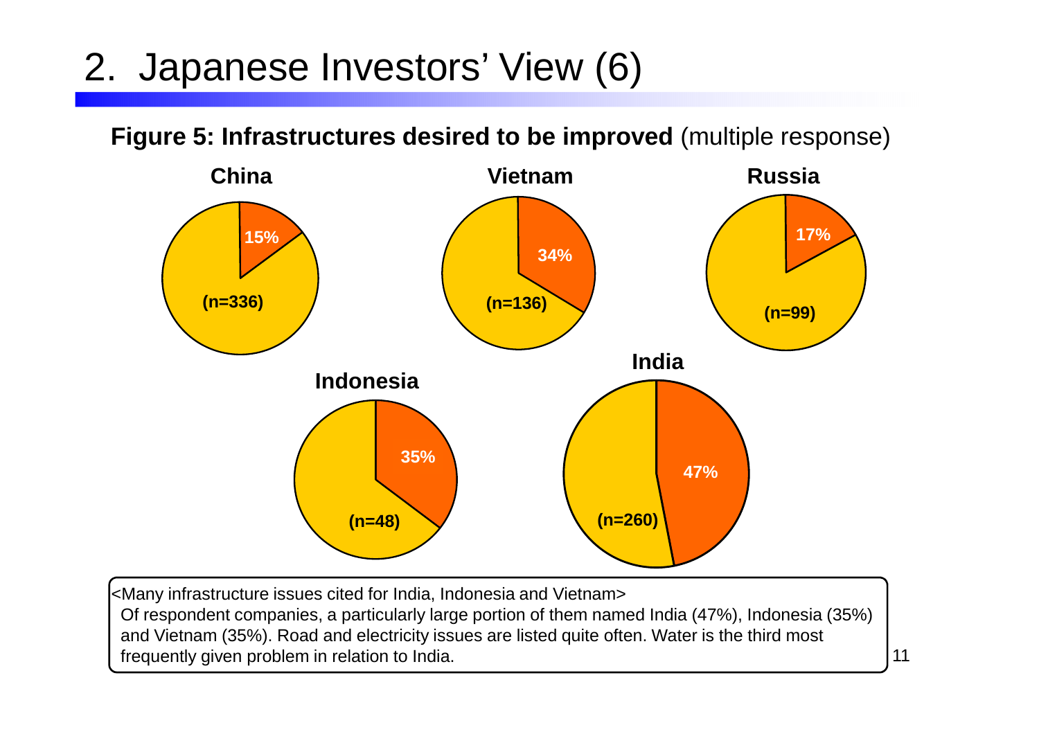# 2. Japanese Investors' View (6)

**Figure 5: Infrastructures desired to be improved** (multiple response)

| Country | Share | n |
|---|---|---|
| China | 15% | (n=336) |
| Vietnam | 34% | (n=136) |
| Russia | 17% | (n=99) |
| Indonesia | 35% | (n=48) |
| India | 47% | (n=260) |

<Many infrastructure issues cited for India, Indonesia and Vietnam>
Of respondent companies, a particularly large portion of them named India (47%), Indonesia (35%) and Vietnam (35%). Road and electricity issues are listed quite often. Water is the third most frequently given problem in relation to India.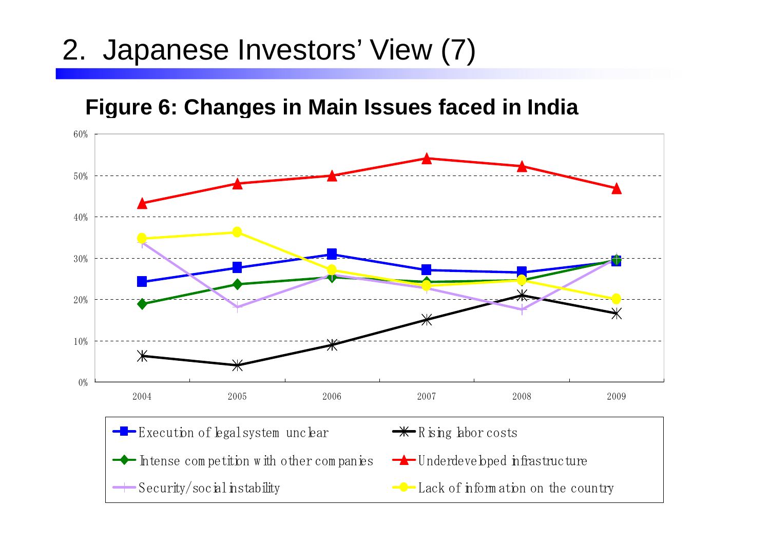# 2. Japanese Investors' View (7)

**Figure 6: Changes in Main Issues faced in India**

60%
50%
40%
30%
20%
10%
0%

2004 2005 2006 2007 2008 2009

- Execution of legal system unclear
- Rising labor costs
- Intense competition with other companies
- Underdeveloped infrastructure
- Security/social instability
- Lack of information on the country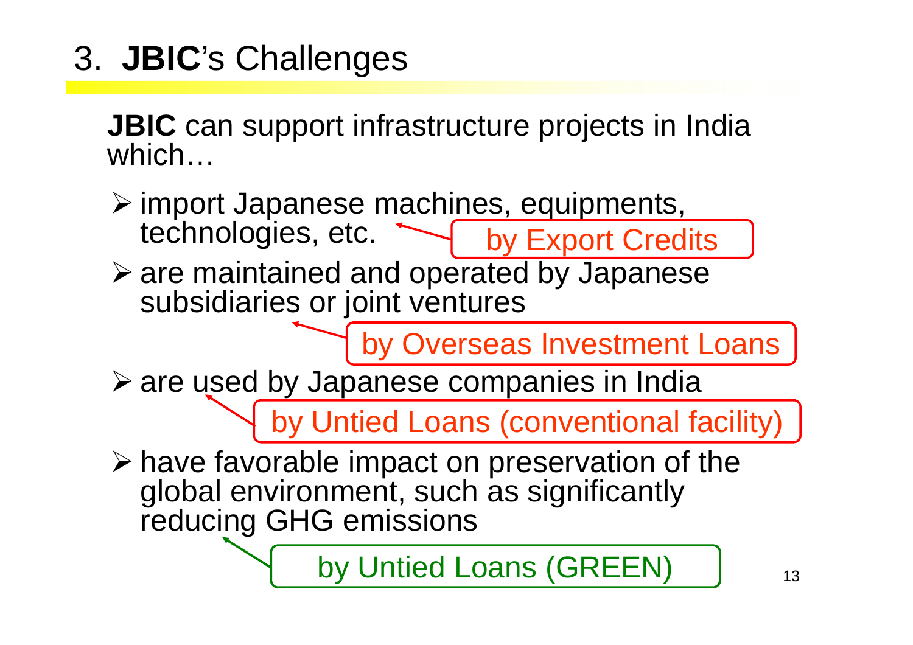# 3. **JBIC**'s Challenges

**JBIC** can support infrastructure projects in India which…

- import Japanese machines, equipments, technologies, etc. ← by Export Credits
- are maintained and operated by Japanese subsidiaries or joint ventures ← by Overseas Investment Loans
- are used by Japanese companies in India ← by Untied Loans (conventional facility)
- have favorable impact on preservation of the global environment, such as significantly reducing GHG emissions ← by Untied Loans (GREEN)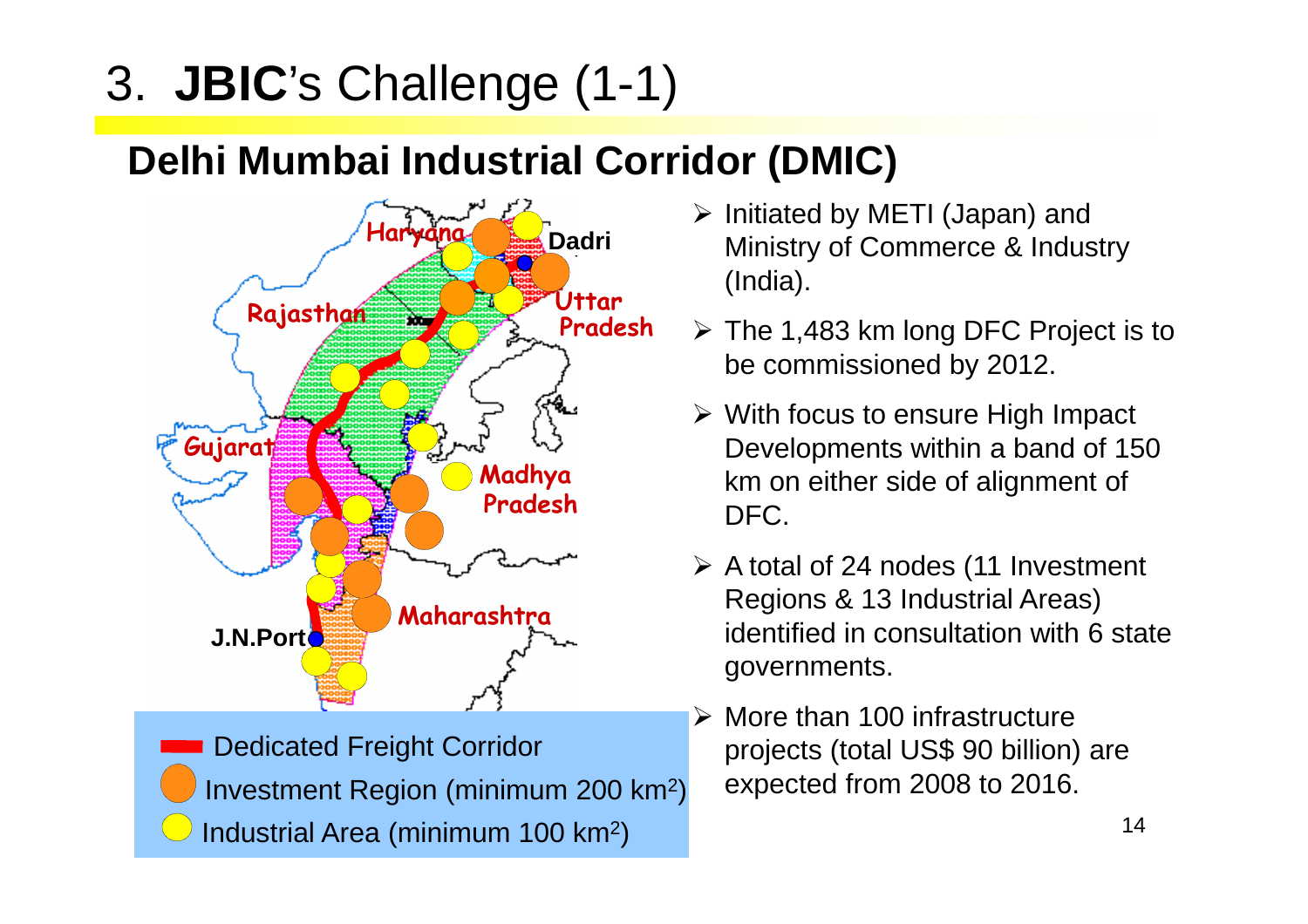# 3. **JBIC**'s Challenge (1-1)

## Delhi Mumbai Industrial Corridor (DMIC)

Haryana

Dadri

Rajasthan

Uttar Pradesh

Gujarat

Madhya Pradesh

Maharashtra

J.N.Port

- Dedicated Freight Corridor
- Investment Region (minimum 200 km²)
- Industrial Area (minimum 100 km²)

- Initiated by METI (Japan) and Ministry of Commerce & Industry (India).
- The 1,483 km long DFC Project is to be commissioned by 2012.
- With focus to ensure High Impact Developments within a band of 150 km on either side of alignment of DFC.
- A total of 24 nodes (11 Investment Regions & 13 Industrial Areas) identified in consultation with 6 state governments.
- More than 100 infrastructure projects (total US$ 90 billion) are expected from 2008 to 2016.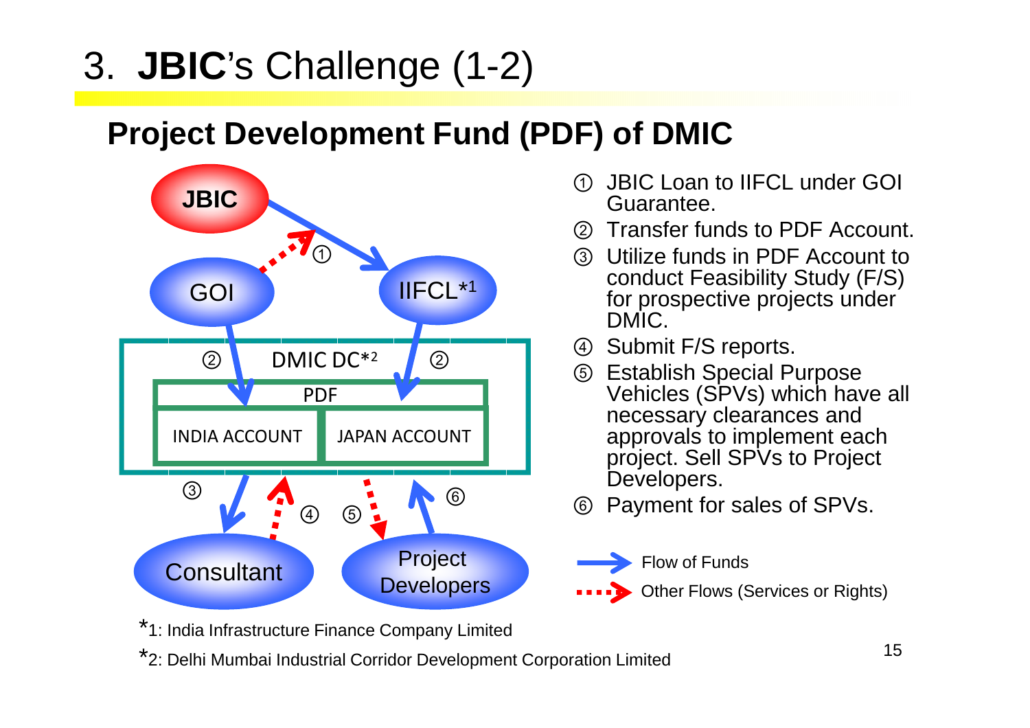# 3. **JBIC**'s Challenge (1-2)

## Project Development Fund (PDF) of DMIC

JBIC

GOI

IIFCL*1

DMIC DC*2

PDF

| INDIA ACCOUNT | JAPAN ACCOUNT |
| --- | --- |

Consultant

Project Developers

① JBIC Loan to IIFCL under GOI Guarantee.

② Transfer funds to PDF Account.

③ Utilize funds in PDF Account to conduct Feasibility Study (F/S) for prospective projects under DMIC.

④ Submit F/S reports.

⑤ Establish Special Purpose Vehicles (SPVs) which have all necessary clearances and approvals to implement each project. Sell SPVs to Project Developers.

⑥ Payment for sales of SPVs.

Flow of Funds

Other Flows (Services or Rights)

*1: India Infrastructure Finance Company Limited

*2: Delhi Mumbai Industrial Corridor Development Corporation Limited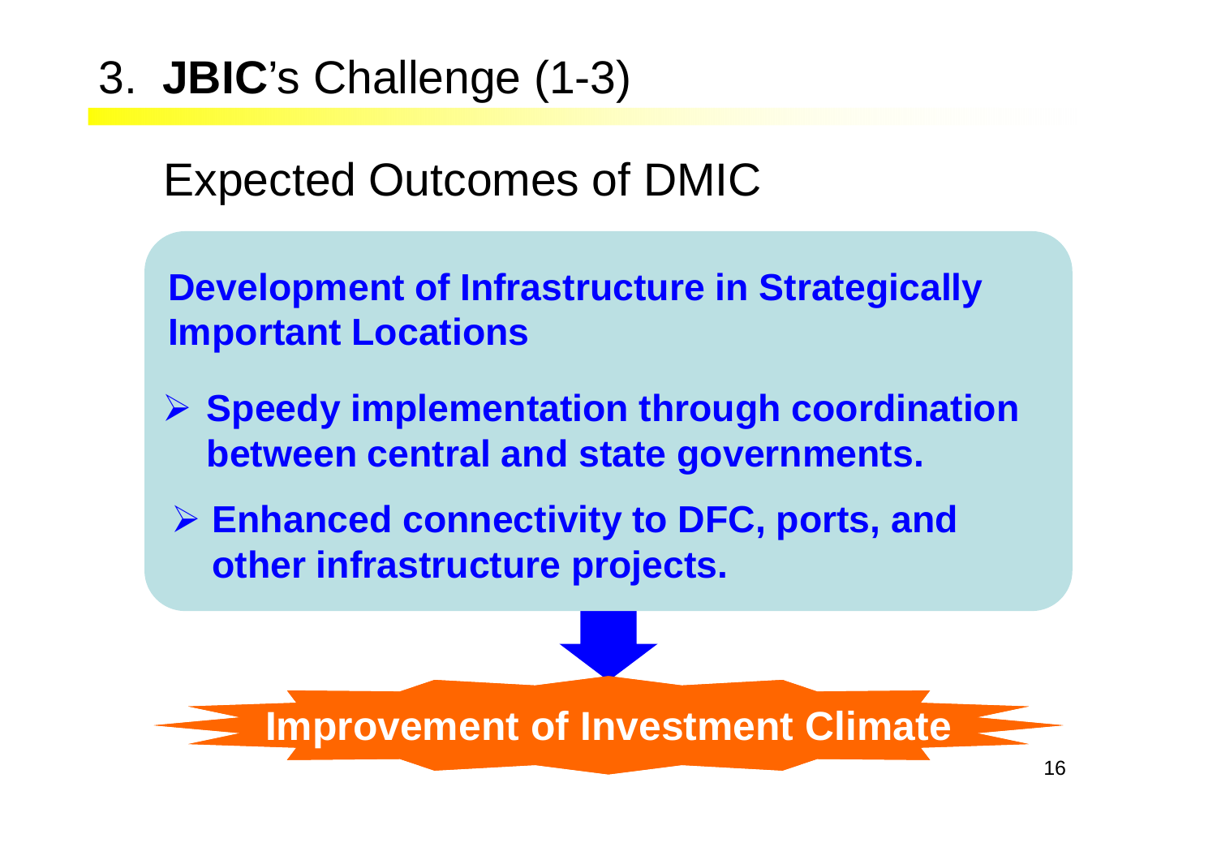# 3. **JBIC**'s Challenge (1-3)

## Expected Outcomes of DMIC

**Development of Infrastructure in Strategically Important Locations**

- **Speedy implementation through coordination between central and state governments.**
- **Enhanced connectivity to DFC, ports, and other infrastructure projects.**

**Improvement of Investment Climate**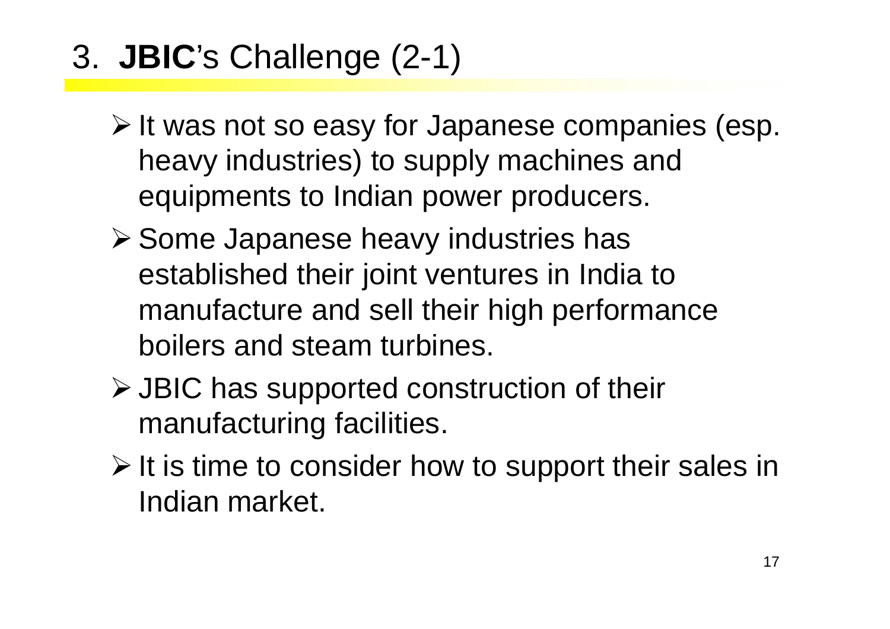# 3. **JBIC**'s Challenge (2-1)

- It was not so easy for Japanese companies (esp. heavy industries) to supply machines and equipments to Indian power producers.
- Some Japanese heavy industries has established their joint ventures in India to manufacture and sell their high performance boilers and steam turbines.
- JBIC has supported construction of their manufacturing facilities.
- It is time to consider how to support their sales in Indian market.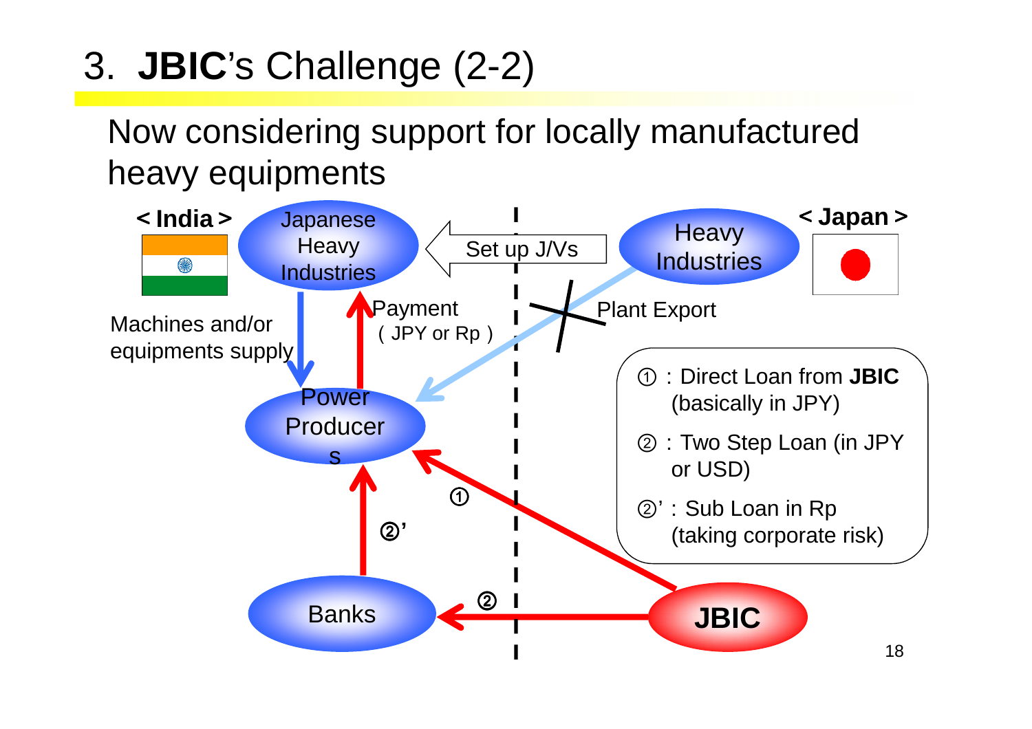# 3. **JBIC**'s Challenge (2-2)

Now considering support for locally manufactured heavy equipments

< India >

< Japan >

Japanese Heavy Industries

Set up J/Vs

Heavy Industries

Machines and/or equipments supply

Payment ( JPY or Rp )

Plant Export

Power Producers

Banks

**JBIC**

①

②'

②

① : Direct Loan from **JBIC** (basically in JPY)

② : Two Step Loan (in JPY or USD)

②' : Sub Loan in Rp (taking corporate risk)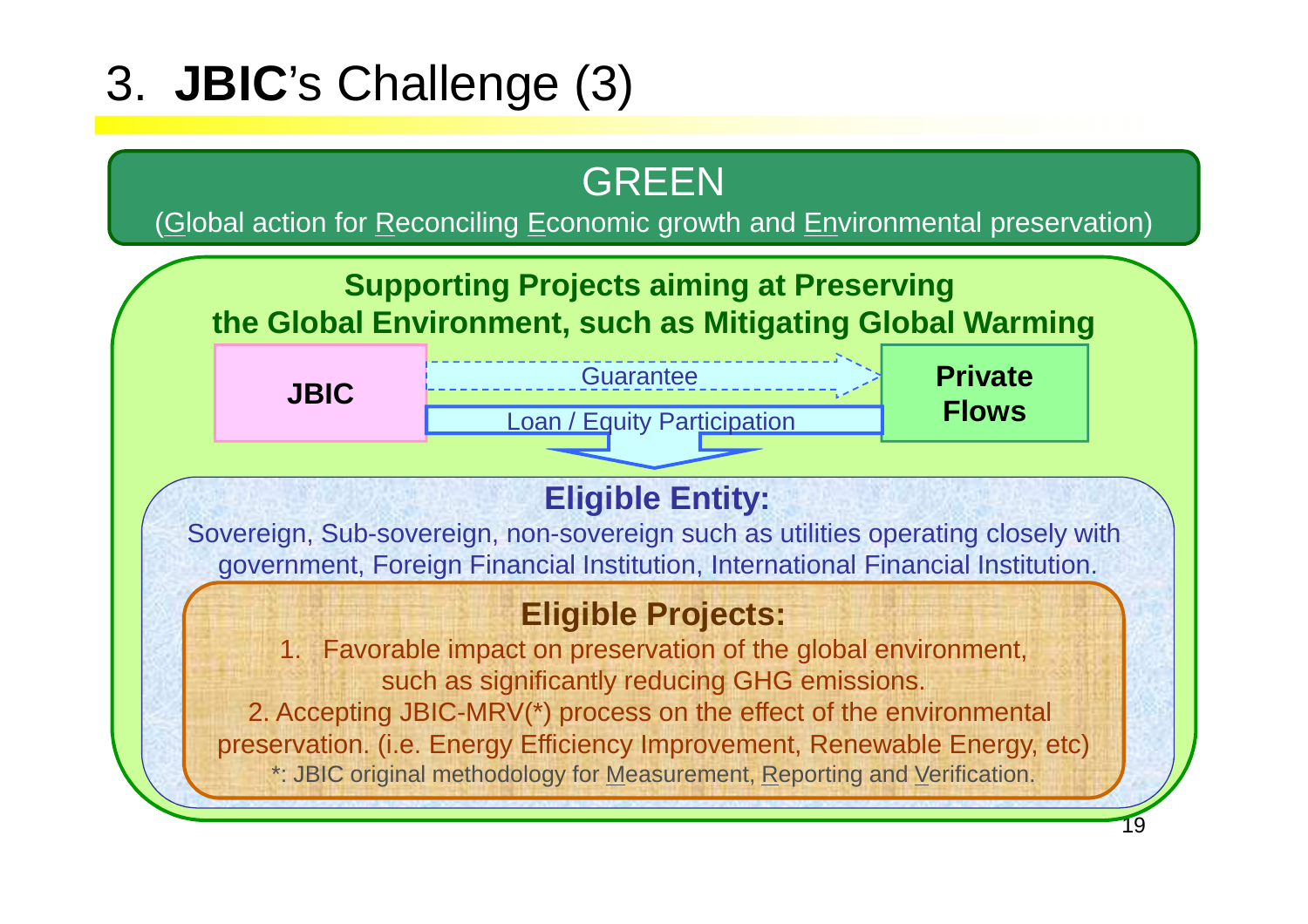# 3. **JBIC**'s Challenge (3)

## GREEN

(Global action for Reconciling Economic growth and Environmental preservation)

### Supporting Projects aiming at Preserving the Global Environment, such as Mitigating Global Warming

**JBIC** → Guarantee → **Private Flows**

**JBIC** → Loan / Equity Participation

### Eligible Entity:

Sovereign, Sub-sovereign, non-sovereign such as utilities operating closely with government, Foreign Financial Institution, International Financial Institution.

### Eligible Projects:

1. Favorable impact on preservation of the global environment, such as significantly reducing GHG emissions.
2. Accepting JBIC-MRV(*) process on the effect of the environmental preservation. (i.e. Energy Efficiency Improvement, Renewable Energy, etc)

*: JBIC original methodology for Measurement, Reporting and Verification.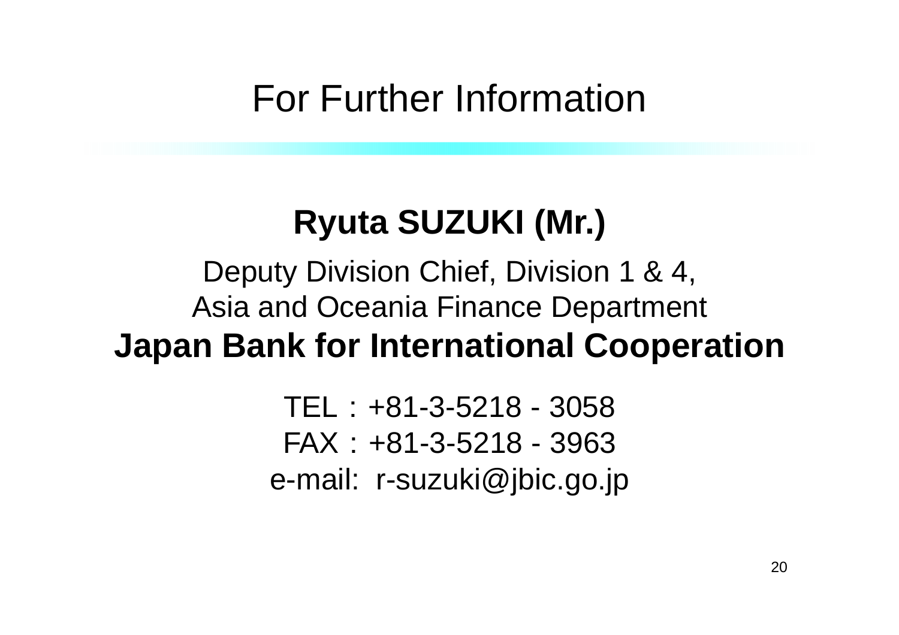# For Further Information

**Ryuta SUZUKI (Mr.)**

Deputy Division Chief, Division 1 & 4,
Asia and Oceania Finance Department
**Japan Bank for International Cooperation**

TEL : +81-3-5218 - 3058
FAX : +81-3-5218 - 3963
e-mail: r-suzuki@jbic.go.jp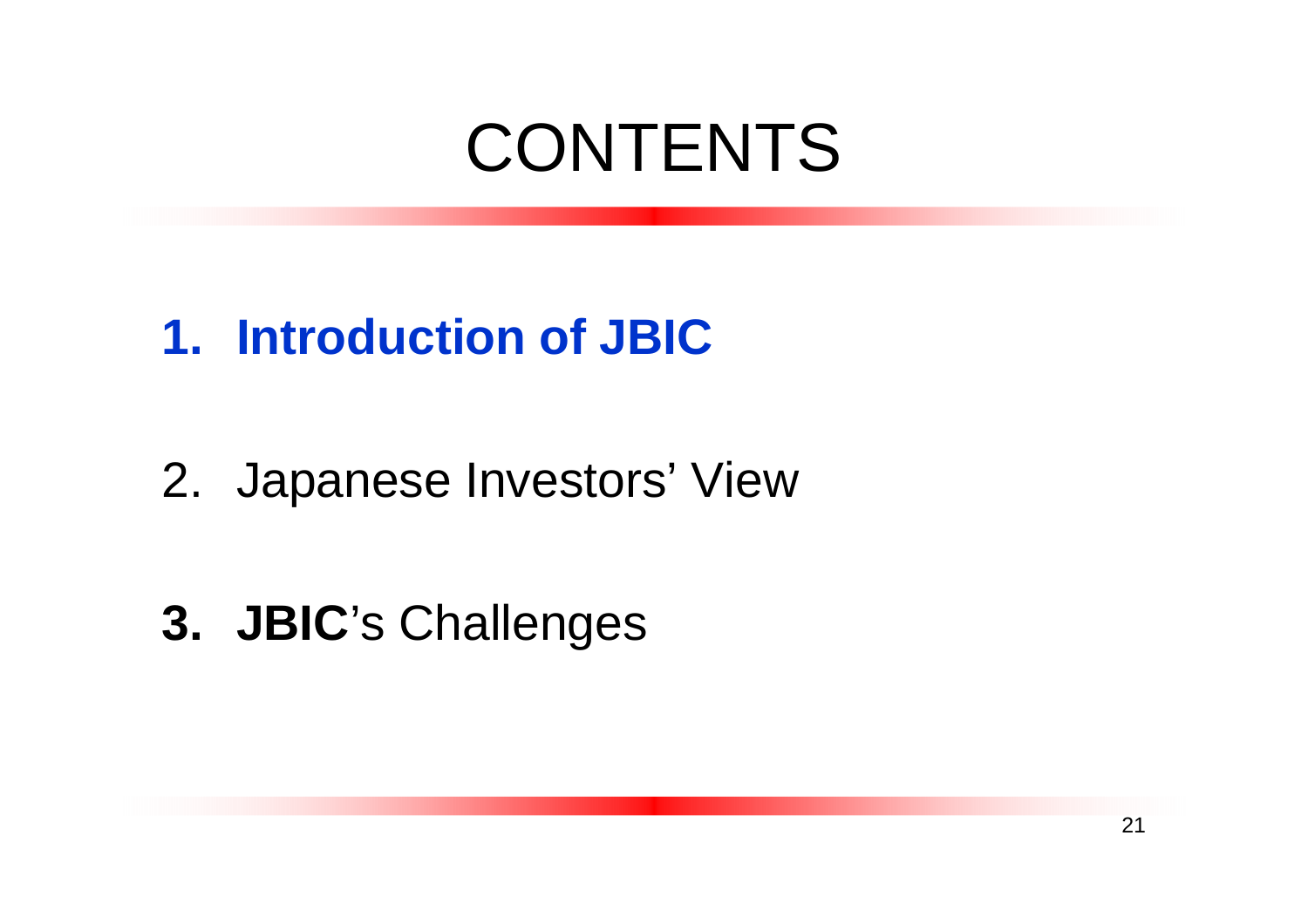# CONTENTS

1. **Introduction of JBIC**

2. Japanese Investors' View

3. **JBIC**'s Challenges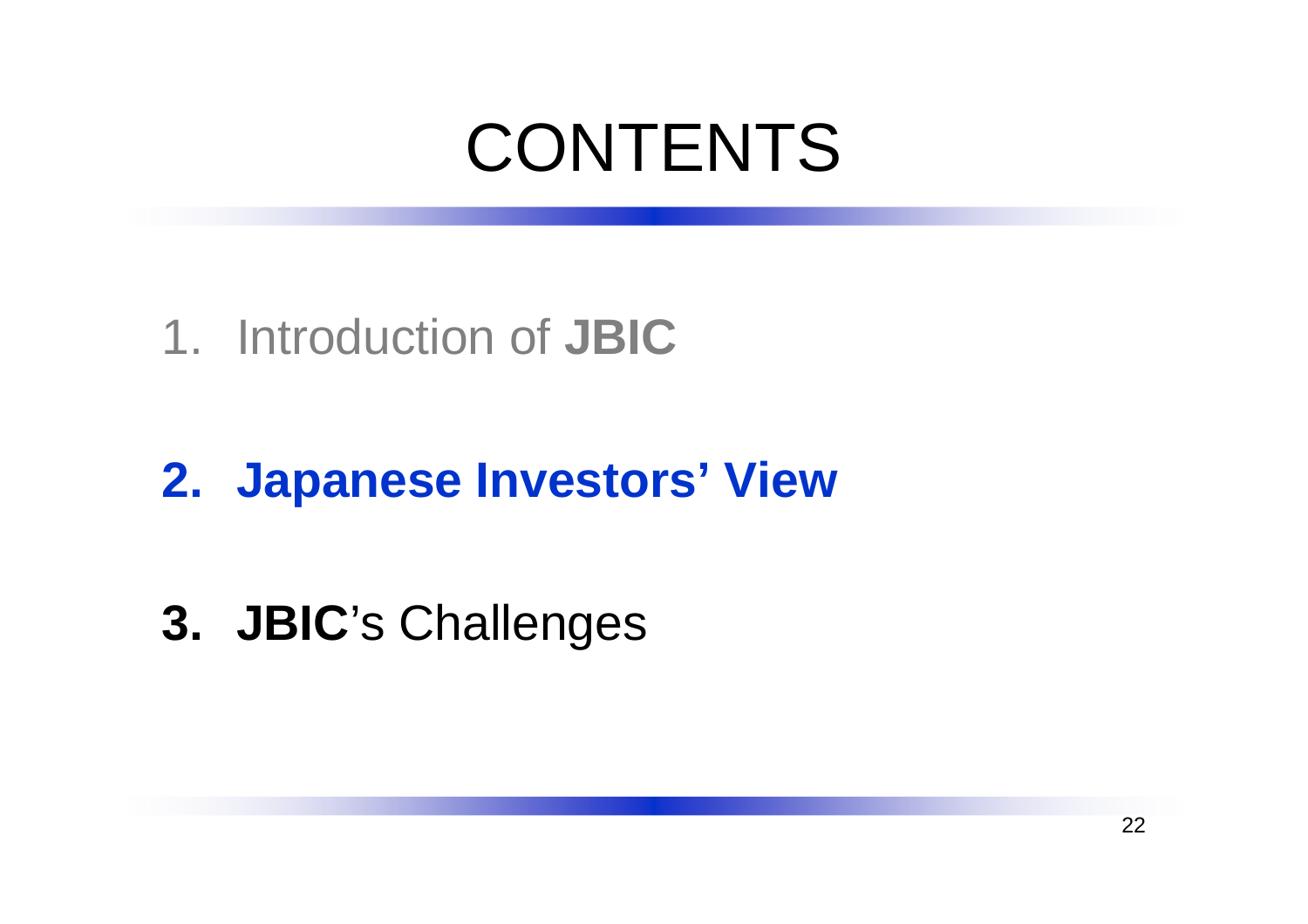# CONTENTS

1. Introduction of **JBIC**

2. **Japanese Investors' View**

3. **JBIC**'s Challenges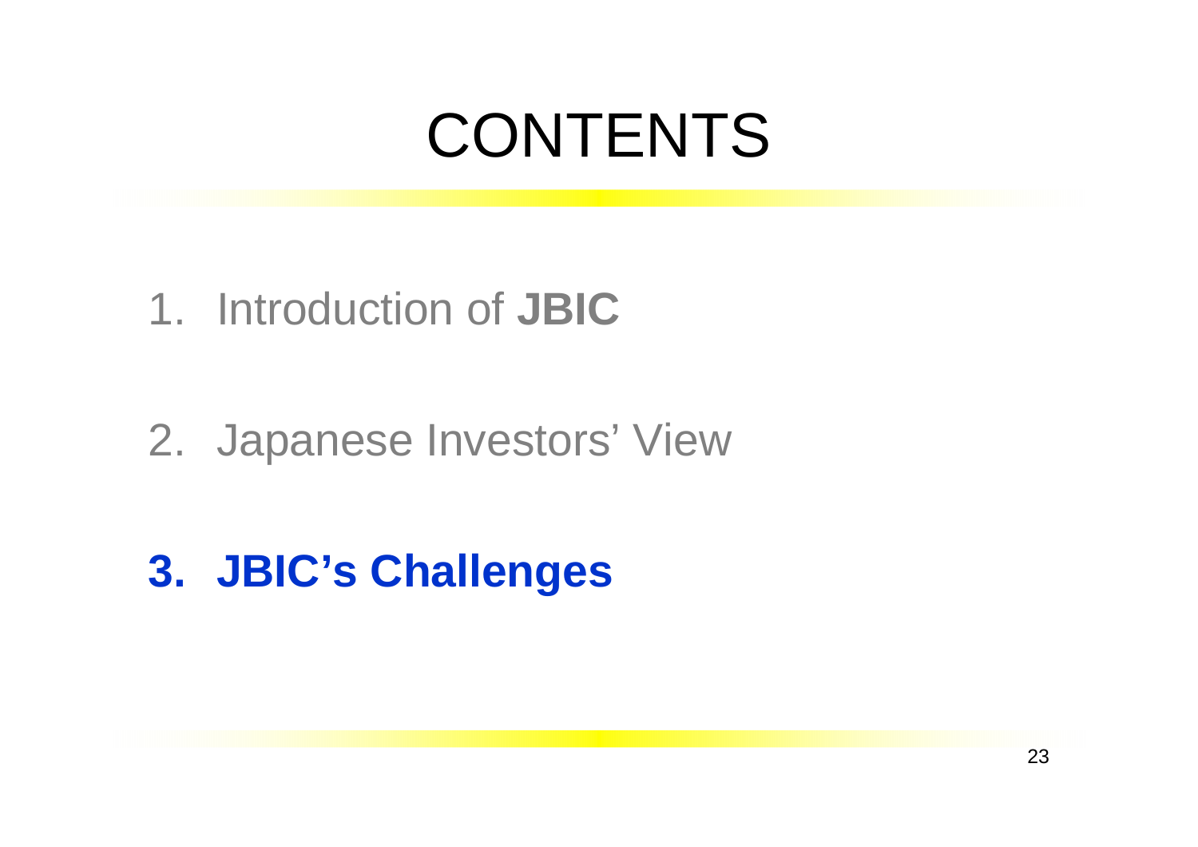# CONTENTS

1. Introduction of **JBIC**

2. Japanese Investors' View

3. **JBIC's Challenges**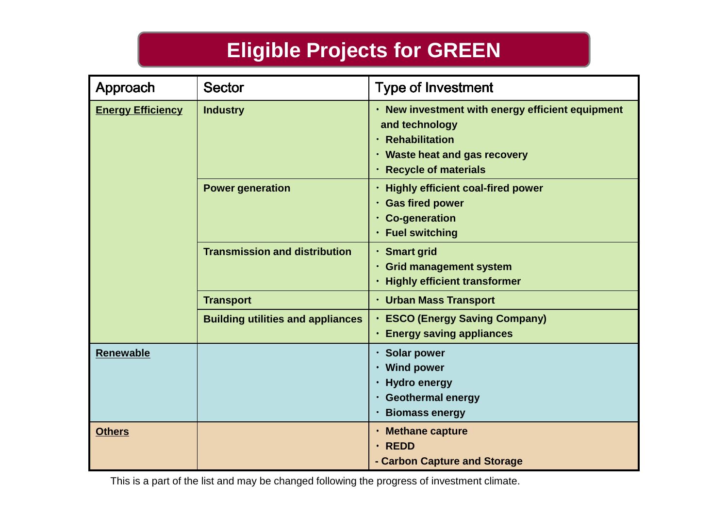# Eligible Projects for GREEN

| Approach | Sector | Type of Investment |
|---|---|---|
| **Energy Efficiency** | **Industry** | ・ **New investment with energy efficient equipment and technology**<br>・ **Rehabilitation**<br>・ **Waste heat and gas recovery**<br>・ **Recycle of materials** |
| | **Power generation** | ・ **Highly efficient coal-fired power**<br>・ **Gas fired power**<br>・ **Co-generation**<br>・ **Fuel switching** |
| | **Transmission and distribution** | ・ **Smart grid**<br>・ **Grid management system**<br>・ **Highly efficient transformer** |
| | **Transport** | ・ **Urban Mass Transport** |
| | **Building utilities and appliances** | ・ **ESCO (Energy Saving Company)**<br>・ **Energy saving appliances** |
| **Renewable** | | ・ **Solar power**<br>・ **Wind power**<br>・ **Hydro energy**<br>・ **Geothermal energy**<br>・ **Biomass energy** |
| **Others** | | ・ **Methane capture**<br>・ **REDD**<br>**- Carbon Capture and Storage** |

This is a part of the list and may be changed following the progress of investment climate.